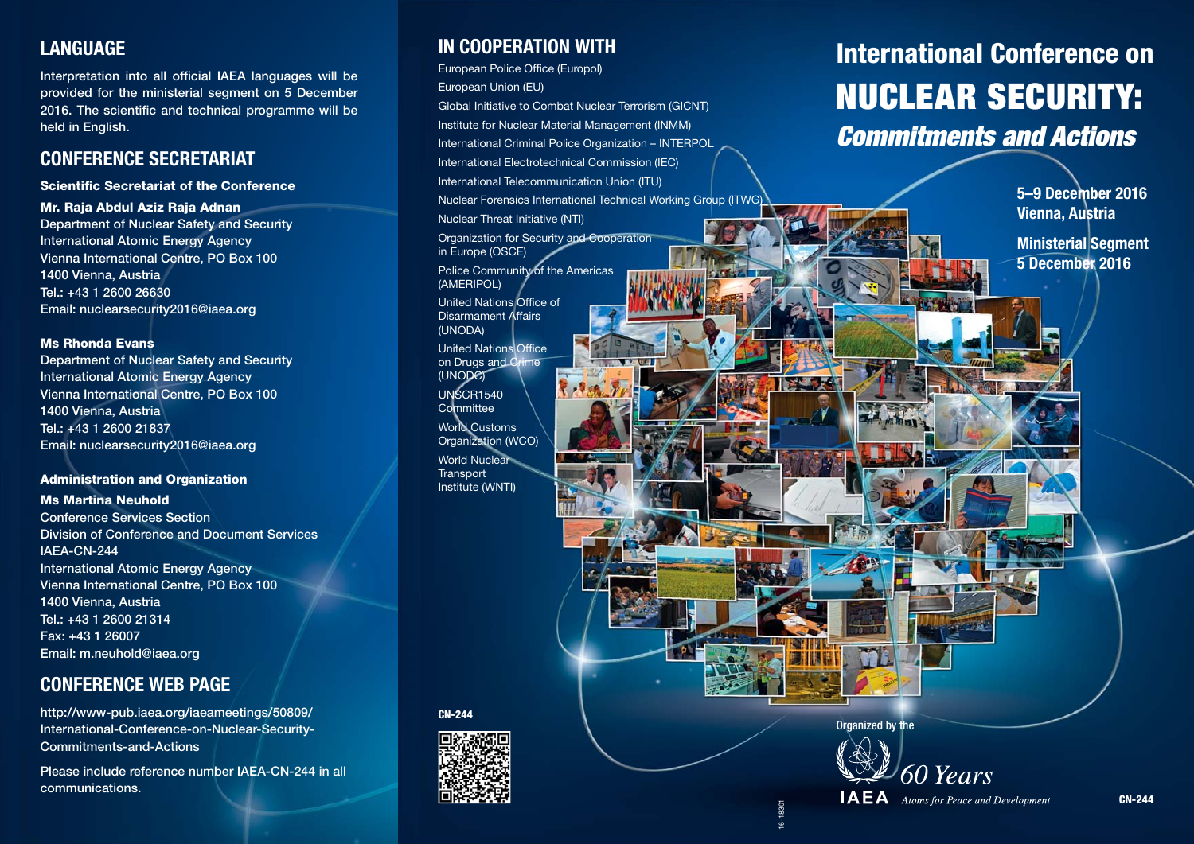## LANGUAGE

Interpretation into all official IAEA languages will be provided for the ministerial segment on 5 December 2016. The scientific and technical programme will be held in English.

## CONFERENCE SECRETARIAT

### Scientific Secretariat of the Conference

**Mr. Raja Abdul Aziz Raja Adnan**
Department of Nuclear Safety and Security
International Atomic Energy Agency
Vienna International Centre, PO Box 100
1400 Vienna, Austria
Tel.: +43 1 2600 26630
Email: nuclearsecurity2016@iaea.org

**Ms Rhonda Evans**
Department of Nuclear Safety and Security
International Atomic Energy Agency
Vienna International Centre, PO Box 100
1400 Vienna, Austria
Tel.: +43 1 2600 21837
Email: nuclearsecurity2016@iaea.org

### Administration and Organization

**Ms Martina Neuhold**
Conference Services Section
Division of Conference and Document Services
IAEA-CN-244
International Atomic Energy Agency
Vienna International Centre, PO Box 100
1400 Vienna, Austria
Tel.: +43 1 2600 21314
Fax: +43 1 26007
Email: m.neuhold@iaea.org

## CONFERENCE WEB PAGE

http://www-pub.iaea.org/iaeameetings/50809/International-Conference-on-Nuclear-Security-Commitments-and-Actions

Please include reference number IAEA-CN-244 in all communications.

## IN COOPERATION WITH

European Police Office (Europol)
European Union (EU)
Global Initiative to Combat Nuclear Terrorism (GICNT)
Institute for Nuclear Material Management (INMM)
International Criminal Police Organization – INTERPOL
International Electrotechnical Commission (IEC)
International Telecommunication Union (ITU)
Nuclear Forensics International Technical Working Group (ITWG)
Nuclear Threat Initiative (NTI)
Organization for Security and Cooperation in Europe (OSCE)
Police Community of the Americas (AMERIPOL)
United Nations Office of Disarmament Affairs (UNODA)
United Nations Office on Drugs and Crime (UNODC)
UNSCR1540 Committee
World Customs Organization (WCO)
World Nuclear Transport Institute (WNTI)

CN-244

# International Conference on NUCLEAR SECURITY: *Commitments and Actions*

**5–9 December 2016**
**Vienna, Austria**

**Ministerial Segment**
**5 December 2016**

Organized by the

IAEA *60 Years* *Atoms for Peace and Development*

16-18301

CN-244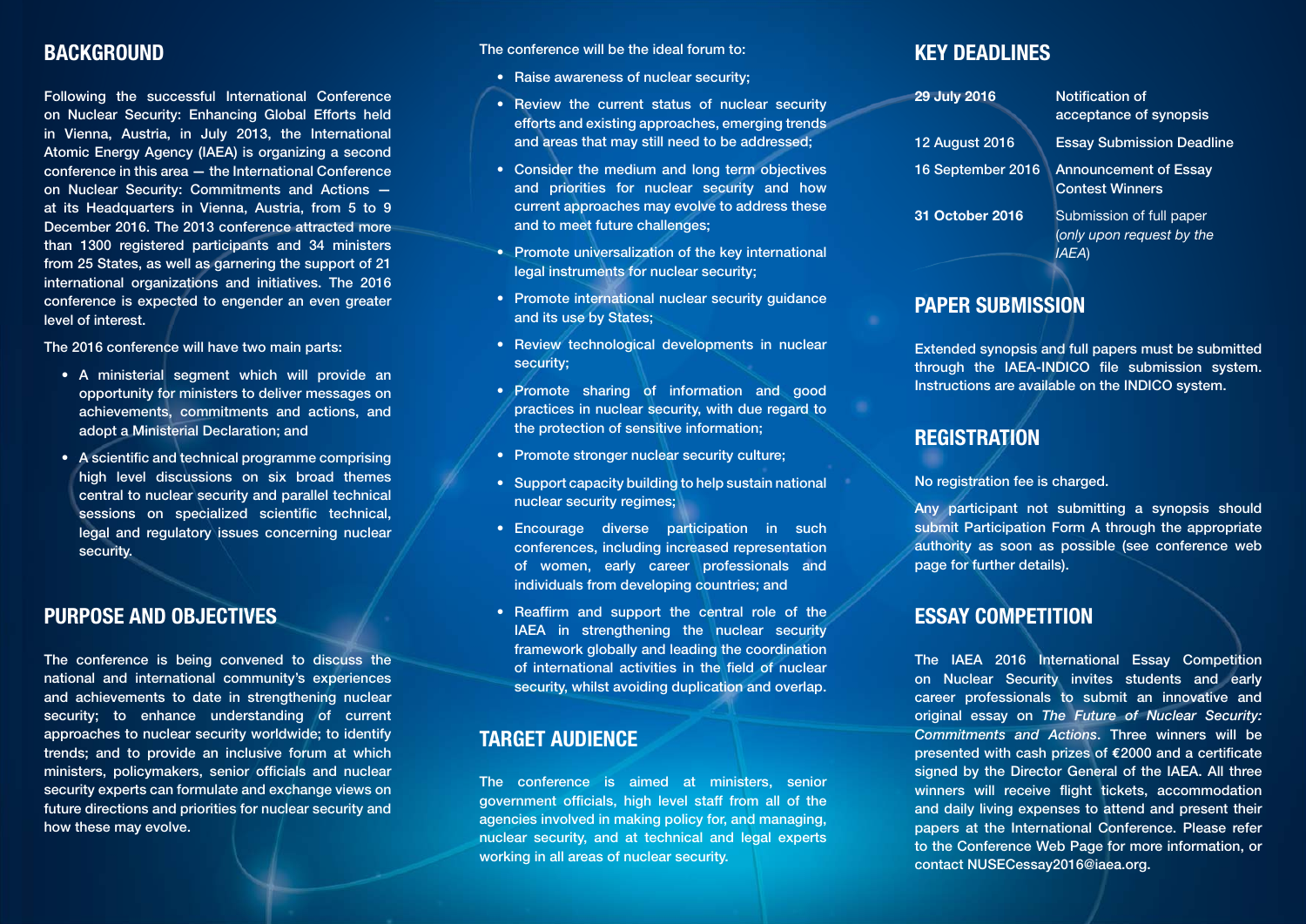## BACKGROUND

Following the successful International Conference on Nuclear Security: Enhancing Global Efforts held in Vienna, Austria, in July 2013, the International Atomic Energy Agency (IAEA) is organizing a second conference in this area — the International Conference on Nuclear Security: Commitments and Actions — at its Headquarters in Vienna, Austria, from 5 to 9 December 2016. The 2013 conference attracted more than 1300 registered participants and 34 ministers from 25 States, as well as garnering the support of 21 international organizations and initiatives. The 2016 conference is expected to engender an even greater level of interest.

The 2016 conference will have two main parts:

- A ministerial segment which will provide an opportunity for ministers to deliver messages on achievements, commitments and actions, and adopt a Ministerial Declaration; and
- A scientific and technical programme comprising high level discussions on six broad themes central to nuclear security and parallel technical sessions on specialized scientific technical, legal and regulatory issues concerning nuclear security.

## PURPOSE AND OBJECTIVES

The conference is being convened to discuss the national and international community's experiences and achievements to date in strengthening nuclear security; to enhance understanding of current approaches to nuclear security worldwide; to identify trends; and to provide an inclusive forum at which ministers, policymakers, senior officials and nuclear security experts can formulate and exchange views on future directions and priorities for nuclear security and how these may evolve.

The conference will be the ideal forum to:

- Raise awareness of nuclear security;
- Review the current status of nuclear security efforts and existing approaches, emerging trends and areas that may still need to be addressed;
- Consider the medium and long term objectives and priorities for nuclear security and how current approaches may evolve to address these and to meet future challenges;
- Promote universalization of the key international legal instruments for nuclear security;
- Promote international nuclear security guidance and its use by States;
- Review technological developments in nuclear security;
- Promote sharing of information and good practices in nuclear security, with due regard to the protection of sensitive information;
- Promote stronger nuclear security culture;
- Support capacity building to help sustain national nuclear security regimes;
- Encourage diverse participation in such conferences, including increased representation of women, early career professionals and individuals from developing countries; and
- Reaffirm and support the central role of the IAEA in strengthening the nuclear security framework globally and leading the coordination of international activities in the field of nuclear security, whilst avoiding duplication and overlap.

## TARGET AUDIENCE

The conference is aimed at ministers, senior government officials, high level staff from all of the agencies involved in making policy for, and managing, nuclear security, and at technical and legal experts working in all areas of nuclear security.

## KEY DEADLINES

| | |
|---|---|
| **29 July 2016** | Notification of acceptance of synopsis |
| 12 August 2016 | Essay Submission Deadline |
| 16 September 2016 | Announcement of Essay Contest Winners |
| **31 October 2016** | Submission of full paper (*only upon request by the IAEA*) |

## PAPER SUBMISSION

Extended synopsis and full papers must be submitted through the IAEA-INDICO file submission system. Instructions are available on the INDICO system.

## REGISTRATION

No registration fee is charged.

Any participant not submitting a synopsis should submit Participation Form A through the appropriate authority as soon as possible (see conference web page for further details).

## ESSAY COMPETITION

The IAEA 2016 International Essay Competition on Nuclear Security invites students and early career professionals to submit an innovative and original essay on *The Future of Nuclear Security: Commitments and Actions*. Three winners will be presented with cash prizes of €2000 and a certificate signed by the Director General of the IAEA. All three winners will receive flight tickets, accommodation and daily living expenses to attend and present their papers at the International Conference. Please refer to the Conference Web Page for more information, or contact NUSECessay2016@iaea.org.